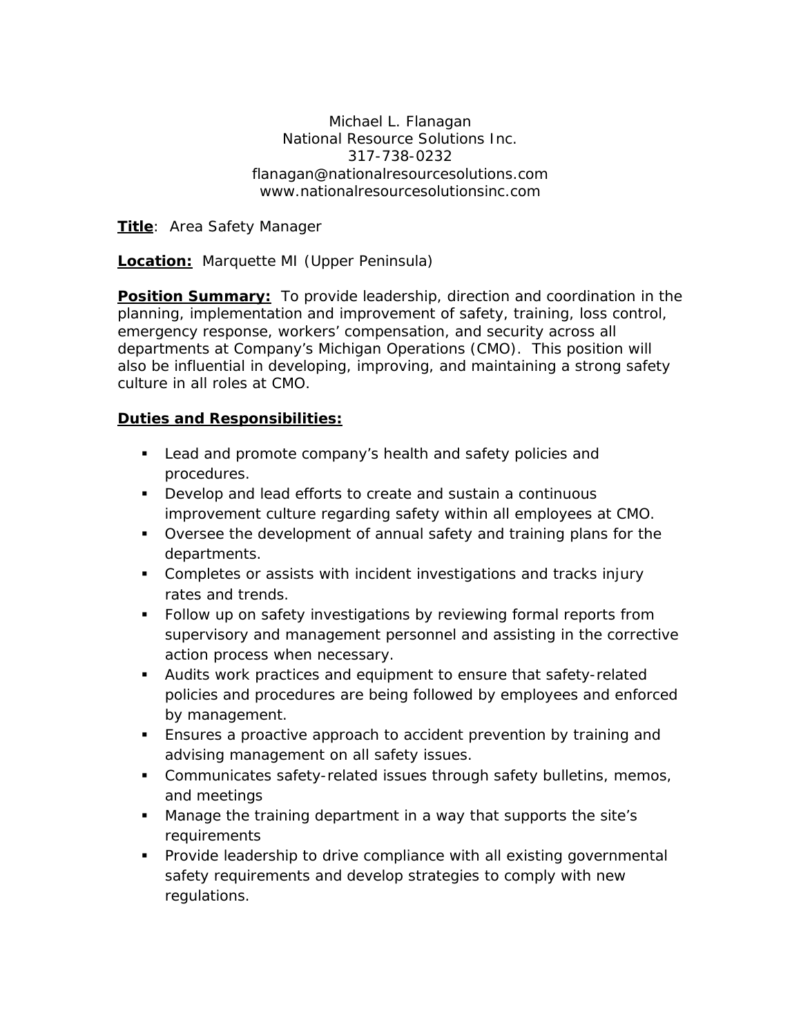Michael L. Flanagan
National Resource Solutions Inc.
317-738-0232
flanagan@nationalresourcesolutions.com
www.nationalresourcesolutionsinc.com

**Title**: Area Safety Manager

**Location:** Marquette MI (Upper Peninsula)

**Position Summary:** To provide leadership, direction and coordination in the planning, implementation and improvement of safety, training, loss control, emergency response, workers' compensation, and security across all departments at Company's Michigan Operations (CMO). This position will also be influential in developing, improving, and maintaining a strong safety culture in all roles at CMO.

**Duties and Responsibilities:**

- Lead and promote company's health and safety policies and procedures.
- Develop and lead efforts to create and sustain a continuous improvement culture regarding safety within all employees at CMO.
- Oversee the development of annual safety and training plans for the departments.
- Completes or assists with incident investigations and tracks injury rates and trends.
- Follow up on safety investigations by reviewing formal reports from supervisory and management personnel and assisting in the corrective action process when necessary.
- Audits work practices and equipment to ensure that safety-related policies and procedures are being followed by employees and enforced by management.
- Ensures a proactive approach to accident prevention by training and advising management on all safety issues.
- Communicates safety-related issues through safety bulletins, memos, and meetings
- Manage the training department in a way that supports the site's requirements
- Provide leadership to drive compliance with all existing governmental safety requirements and develop strategies to comply with new regulations.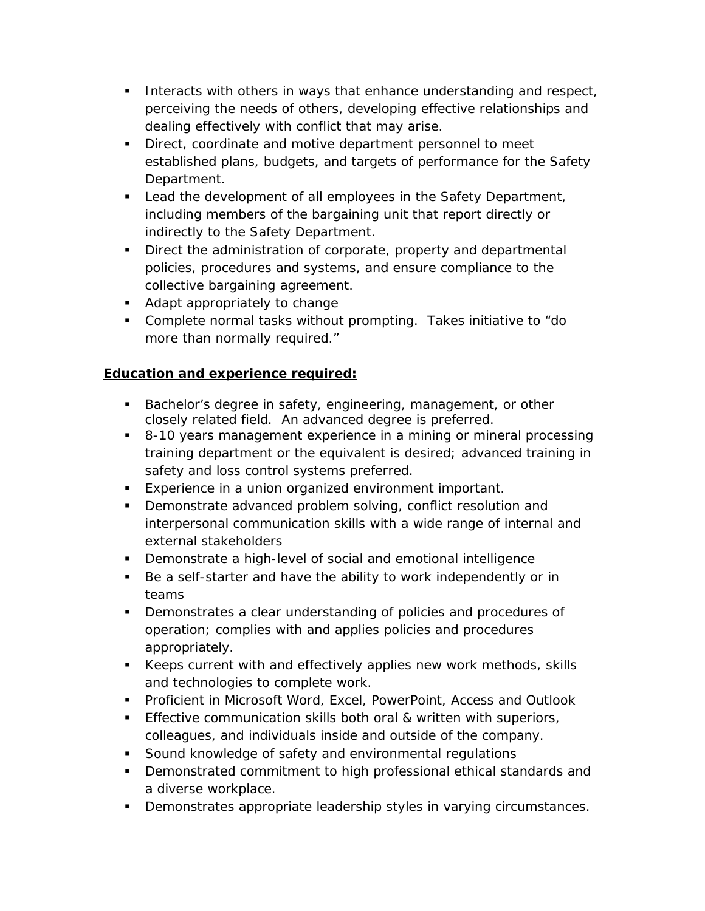- Interacts with others in ways that enhance understanding and respect, perceiving the needs of others, developing effective relationships and dealing effectively with conflict that may arise.
- Direct, coordinate and motive department personnel to meet established plans, budgets, and targets of performance for the Safety Department.
- Lead the development of all employees in the Safety Department, including members of the bargaining unit that report directly or indirectly to the Safety Department.
- Direct the administration of corporate, property and departmental policies, procedures and systems, and ensure compliance to the collective bargaining agreement.
- Adapt appropriately to change
- Complete normal tasks without prompting.  Takes initiative to "do more than normally required."

**Education and experience required:**

- Bachelor's degree in safety, engineering, management, or other closely related field.  An advanced degree is preferred.
- 8-10 years management experience in a mining or mineral processing training department or the equivalent is desired; advanced training in safety and loss control systems preferred.
- Experience in a union organized environment important.
- Demonstrate advanced problem solving, conflict resolution and interpersonal communication skills with a wide range of internal and external stakeholders
- Demonstrate a high-level of social and emotional intelligence
- Be a self-starter and have the ability to work independently or in teams
- Demonstrates a clear understanding of policies and procedures of operation; complies with and applies policies and procedures appropriately.
- Keeps current with and effectively applies new work methods, skills and technologies to complete work.
- Proficient in Microsoft Word, Excel, PowerPoint, Access and Outlook
- Effective communication skills both oral & written with superiors, colleagues, and individuals inside and outside of the company.
- Sound knowledge of safety and environmental regulations
- Demonstrated commitment to high professional ethical standards and a diverse workplace.
- Demonstrates appropriate leadership styles in varying circumstances.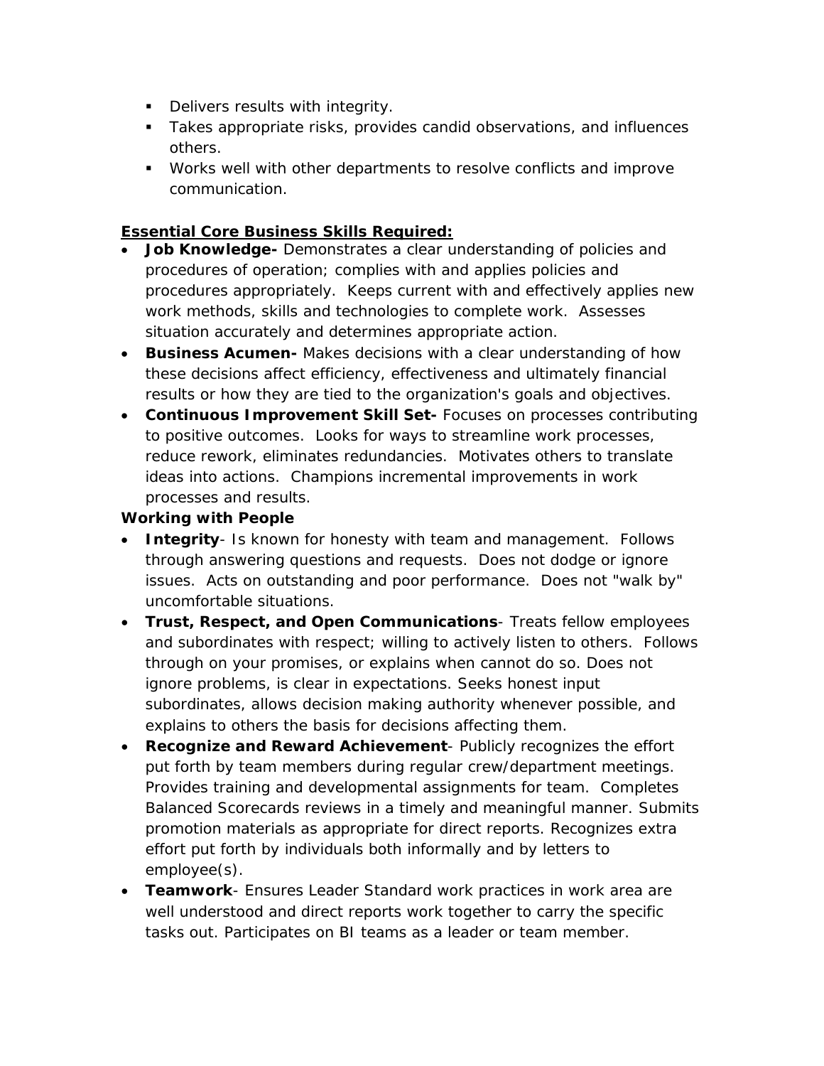- Delivers results with integrity.
- Takes appropriate risks, provides candid observations, and influences others.
- Works well with other departments to resolve conflicts and improve communication.

**Essential Core Business Skills Required:**

- **Job Knowledge-** Demonstrates a clear understanding of policies and procedures of operation; complies with and applies policies and procedures appropriately. Keeps current with and effectively applies new work methods, skills and technologies to complete work. Assesses situation accurately and determines appropriate action.
- **Business Acumen-** Makes decisions with a clear understanding of how these decisions affect efficiency, effectiveness and ultimately financial results or how they are tied to the organization's goals and objectives.
- **Continuous Improvement Skill Set-** Focuses on processes contributing to positive outcomes. Looks for ways to streamline work processes, reduce rework, eliminates redundancies. Motivates others to translate ideas into actions. Champions incremental improvements in work processes and results.

**Working with People**

- **Integrity**- Is known for honesty with team and management. Follows through answering questions and requests. Does not dodge or ignore issues. Acts on outstanding and poor performance. Does not "walk by" uncomfortable situations.
- **Trust, Respect, and Open Communications**- Treats fellow employees and subordinates with respect; willing to actively listen to others. Follows through on your promises, or explains when cannot do so. Does not ignore problems, is clear in expectations. Seeks honest input subordinates, allows decision making authority whenever possible, and explains to others the basis for decisions affecting them.
- **Recognize and Reward Achievement**- Publicly recognizes the effort put forth by team members during regular crew/department meetings. Provides training and developmental assignments for team. Completes Balanced Scorecards reviews in a timely and meaningful manner. Submits promotion materials as appropriate for direct reports. Recognizes extra effort put forth by individuals both informally and by letters to employee(s).
- **Teamwork**- Ensures Leader Standard work practices in work area are well understood and direct reports work together to carry the specific tasks out. Participates on BI teams as a leader or team member.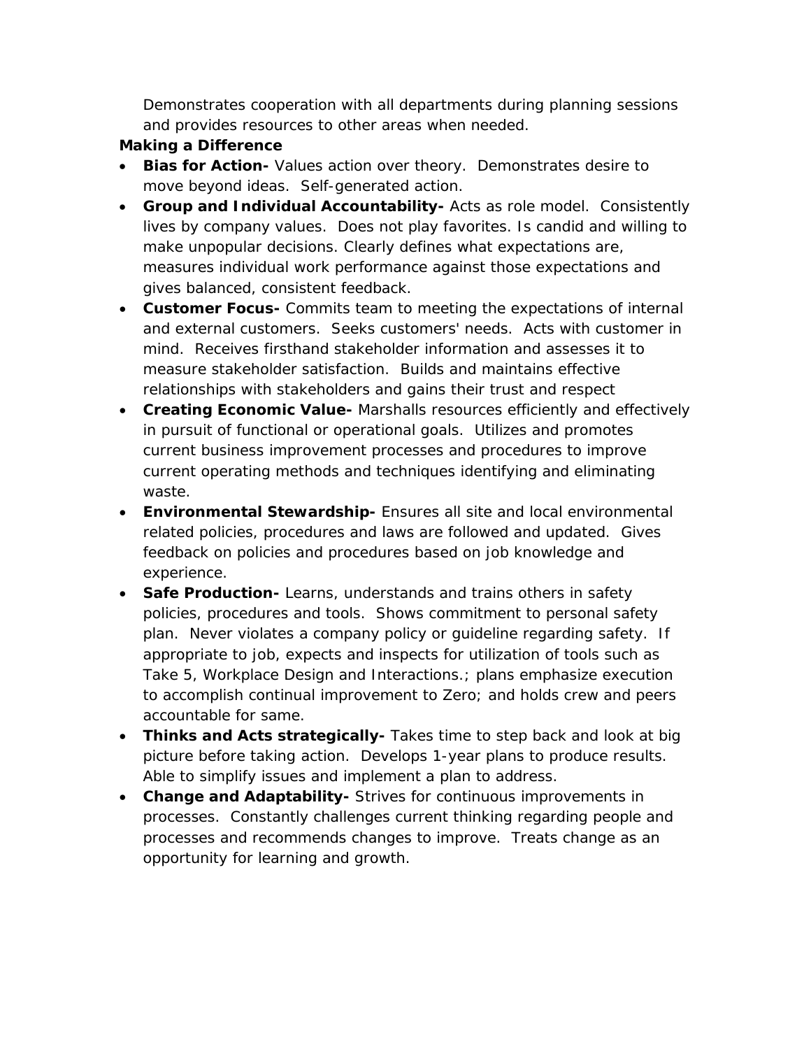Demonstrates cooperation with all departments during planning sessions and provides resources to other areas when needed.

**Making a Difference**

- **Bias for Action-** Values action over theory. Demonstrates desire to move beyond ideas. Self-generated action.
- **Group and Individual Accountability-** Acts as role model. Consistently lives by company values. Does not play favorites. Is candid and willing to make unpopular decisions. Clearly defines what expectations are, measures individual work performance against those expectations and gives balanced, consistent feedback.
- **Customer Focus-** Commits team to meeting the expectations of internal and external customers. Seeks customers' needs. Acts with customer in mind. Receives firsthand stakeholder information and assesses it to measure stakeholder satisfaction. Builds and maintains effective relationships with stakeholders and gains their trust and respect
- **Creating Economic Value-** Marshalls resources efficiently and effectively in pursuit of functional or operational goals. Utilizes and promotes current business improvement processes and procedures to improve current operating methods and techniques identifying and eliminating waste.
- **Environmental Stewardship-** Ensures all site and local environmental related policies, procedures and laws are followed and updated. Gives feedback on policies and procedures based on job knowledge and experience.
- **Safe Production-** Learns, understands and trains others in safety policies, procedures and tools. Shows commitment to personal safety plan. Never violates a company policy or guideline regarding safety. If appropriate to job, expects and inspects for utilization of tools such as Take 5, Workplace Design and Interactions.; plans emphasize execution to accomplish continual improvement to Zero; and holds crew and peers accountable for same.
- **Thinks and Acts strategically-** Takes time to step back and look at big picture before taking action. Develops 1-year plans to produce results. Able to simplify issues and implement a plan to address.
- **Change and Adaptability-** Strives for continuous improvements in processes. Constantly challenges current thinking regarding people and processes and recommends changes to improve. Treats change as an opportunity for learning and growth.